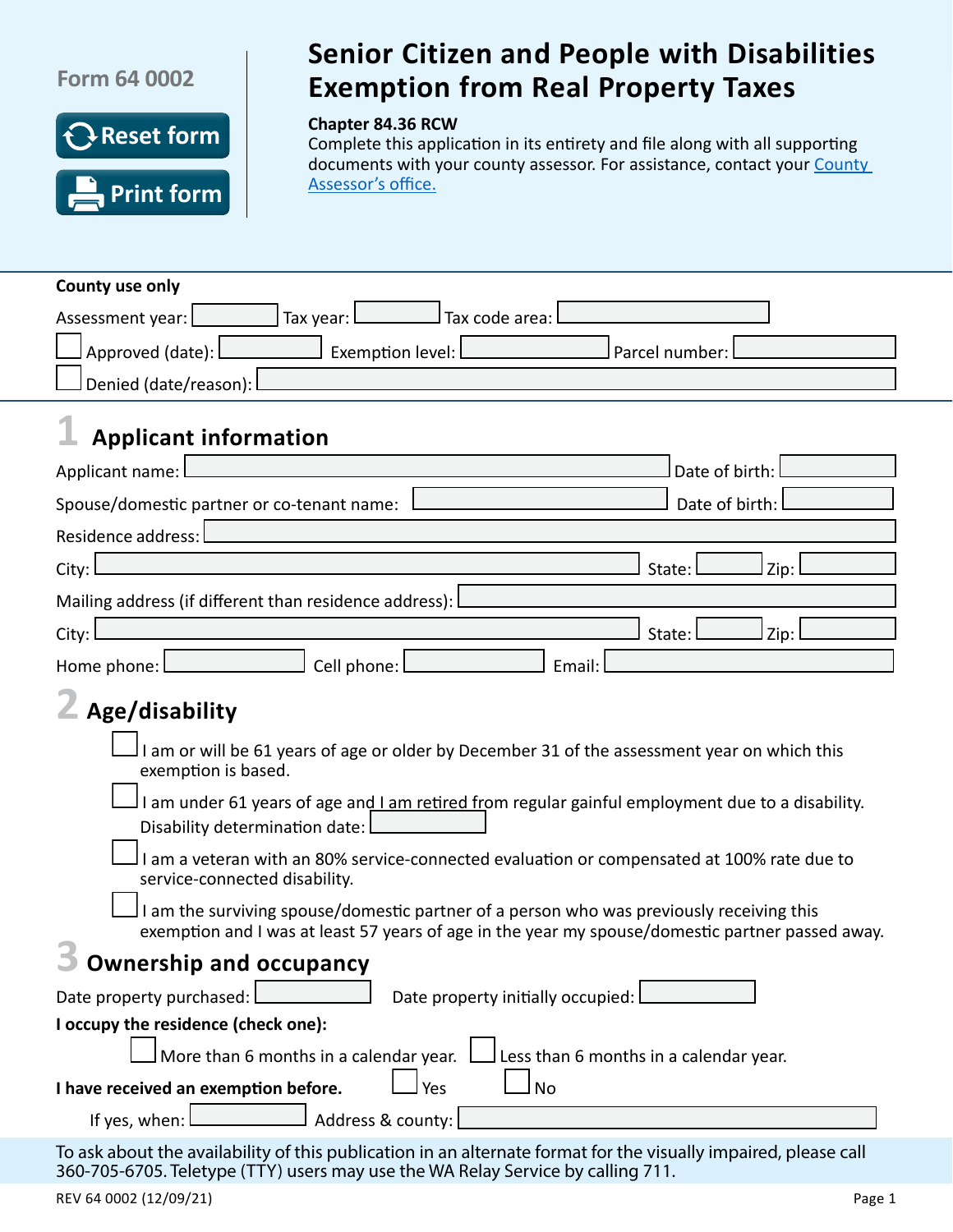Form 64 0002

Reset form

Print form

# Senior Citizen and People with Disabilities Exemption from Real Property Taxes

**Chapter 84.36 RCW**

Complete this application in its entirety and file along with all supporting documents with your county assessor. For assistance, contact your County Assessor's office.

**County use only**

Assessment year: ______ Tax year: ______ Tax code area: ______

☐ Approved (date): ______ Exemption level: ______ Parcel number: ______

☐ Denied (date/reason): ______

## 1 Applicant information

Applicant name: ______ Date of birth: ______

Spouse/domestic partner or co-tenant name: ______ Date of birth: ______

Residence address: ______

City: ______ State: ______ Zip: ______

Mailing address (if different than residence address): ______

City: ______ State: ______ Zip: ______

Home phone: ______ Cell phone: ______ Email: ______

## 2 Age/disability

☐ I am or will be 61 years of age or older by December 31 of the assessment year on which this exemption is based.

☐ I am under 61 years of age and I am retired from regular gainful employment due to a disability. Disability determination date: ______

☐ I am a veteran with an 80% service-connected evaluation or compensated at 100% rate due to service-connected disability.

☐ I am the surviving spouse/domestic partner of a person who was previously receiving this exemption and I was at least 57 years of age in the year my spouse/domestic partner passed away.

## 3 Ownership and occupancy

Date property purchased: ______ Date property initially occupied: ______

**I occupy the residence (check one):**

☐ More than 6 months in a calendar year. ☐ Less than 6 months in a calendar year.

**I have received an exemption before.** ☐ Yes ☐ No

If yes, when: ______ Address & county: ______

To ask about the availability of this publication in an alternate format for the visually impaired, please call 360-705-6705. Teletype (TTY) users may use the WA Relay Service by calling 711.

REV 64 0002 (12/09/21)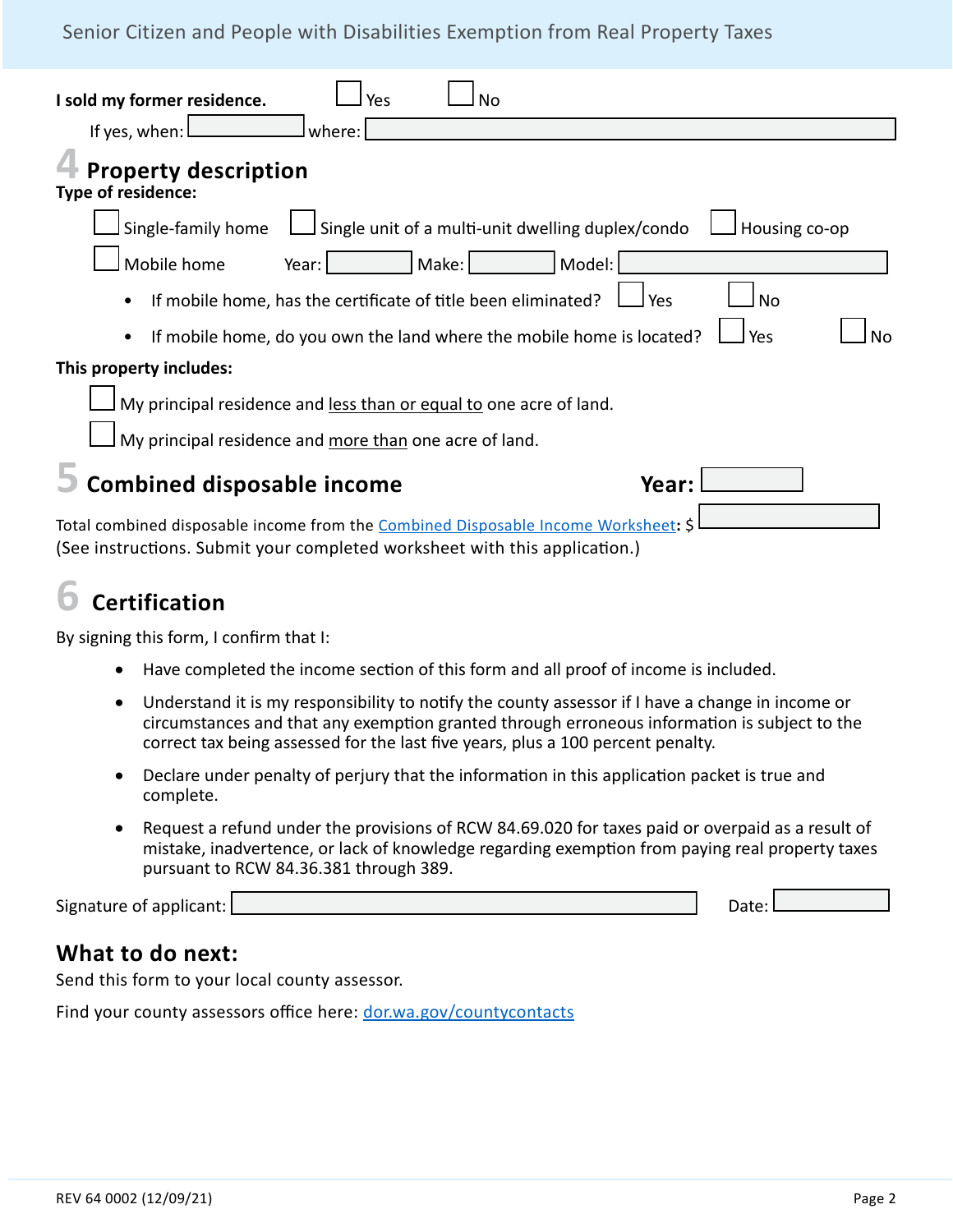**I sold my former residence.** ☐ Yes ☐ No

If yes, when: \_\_\_\_\_\_\_\_ where: \_\_\_\_\_\_\_\_

## 4 Property description

**Type of residence:**

☐ Single-family home ☐ Single unit of a multi-unit dwelling duplex/condo ☐ Housing co-op

☐ Mobile home Year: \_\_\_\_\_\_ Make: \_\_\_\_\_\_ Model: \_\_\_\_\_\_

- If mobile home, has the certificate of title been eliminated? ☐ Yes ☐ No
- If mobile home, do you own the land where the mobile home is located? ☐ Yes ☐ No

**This property includes:**

☐ My principal residence and less than or equal to one acre of land.

☐ My principal residence and more than one acre of land.

## 5 Combined disposable income

**Year:** \_\_\_\_\_\_

Total combined disposable income from the Combined Disposable Income Worksheet**:** $ \_\_\_\_\_\_

(See instructions. Submit your completed worksheet with this application.)

## 6 Certification

By signing this form, I confirm that I:

- Have completed the income section of this form and all proof of income is included.
- Understand it is my responsibility to notify the county assessor if I have a change in income or circumstances and that any exemption granted through erroneous information is subject to the correct tax being assessed for the last five years, plus a 100 percent penalty.
- Declare under penalty of perjury that the information in this application packet is true and complete.
- Request a refund under the provisions of RCW 84.69.020 for taxes paid or overpaid as a result of mistake, inadvertence, or lack of knowledge regarding exemption from paying real property taxes pursuant to RCW 84.36.381 through 389.

Signature of applicant: \_\_\_\_\_\_\_\_ Date: \_\_\_\_\_\_

## What to do next:

Send this form to your local county assessor.

Find your county assessors office here: dor.wa.gov/countycontacts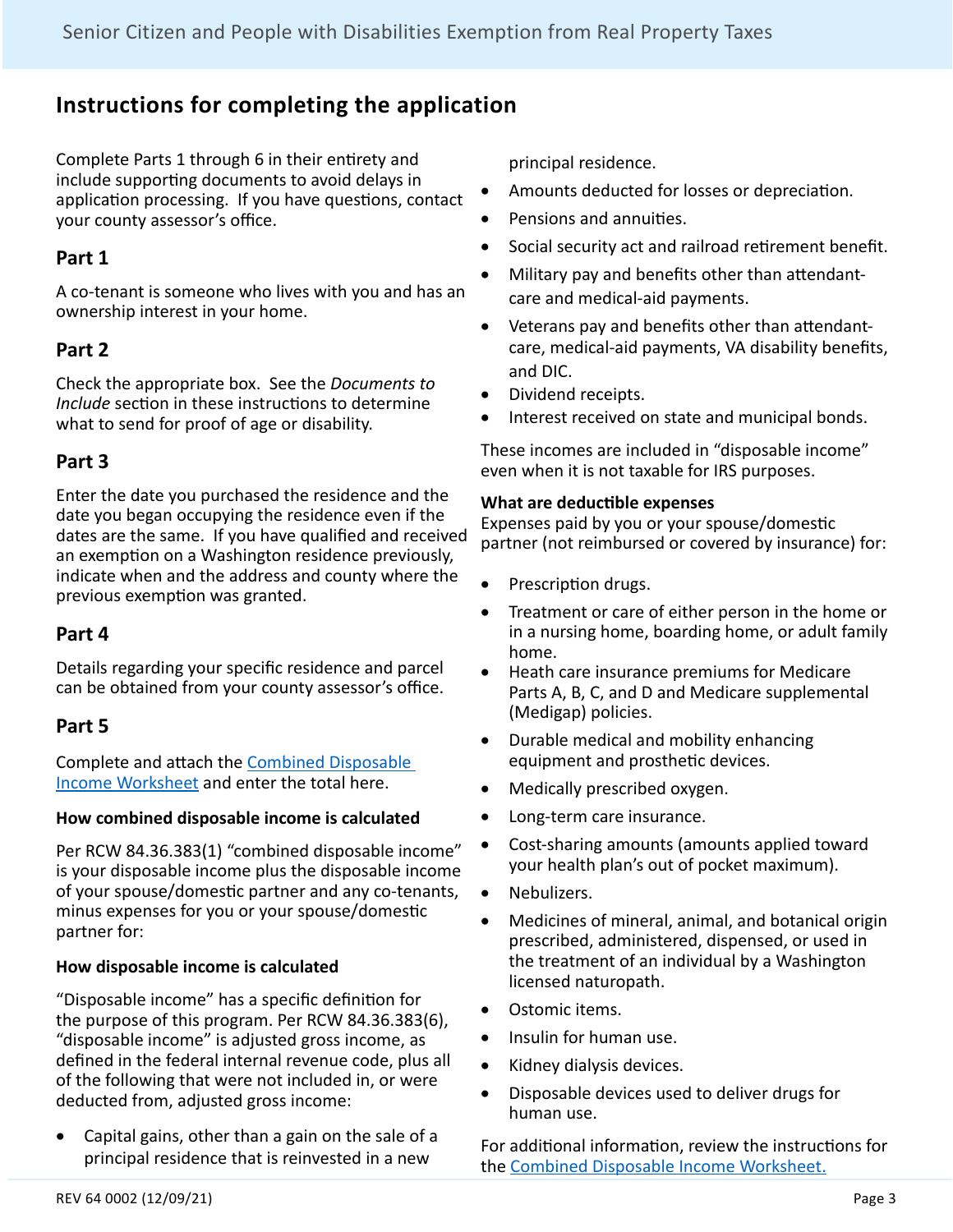## Instructions for completing the application

Complete Parts 1 through 6 in their entirety and include supporting documents to avoid delays in application processing. If you have questions, contact your county assessor's office.

### Part 1

A co-tenant is someone who lives with you and has an ownership interest in your home.

### Part 2

Check the appropriate box. See the *Documents to Include* section in these instructions to determine what to send for proof of age or disability.

### Part 3

Enter the date you purchased the residence and the date you began occupying the residence even if the dates are the same. If you have qualified and received an exemption on a Washington residence previously, indicate when and the address and county where the previous exemption was granted.

### Part 4

Details regarding your specific residence and parcel can be obtained from your county assessor's office.

### Part 5

Complete and attach the Combined Disposable Income Worksheet and enter the total here.

**How combined disposable income is calculated**

Per RCW 84.36.383(1) "combined disposable income" is your disposable income plus the disposable income of your spouse/domestic partner and any co-tenants, minus expenses for you or your spouse/domestic partner for:

**How disposable income is calculated**

"Disposable income" has a specific definition for the purpose of this program. Per RCW 84.36.383(6), "disposable income" is adjusted gross income, as defined in the federal internal revenue code, plus all of the following that were not included in, or were deducted from, adjusted gross income:

- Capital gains, other than a gain on the sale of a principal residence that is reinvested in a new principal residence.
- Amounts deducted for losses or depreciation.
- Pensions and annuities.
- Social security act and railroad retirement benefit.
- Military pay and benefits other than attendant-care and medical-aid payments.
- Veterans pay and benefits other than attendant-care, medical-aid payments, VA disability benefits, and DIC.
- Dividend receipts.
- Interest received on state and municipal bonds.

These incomes are included in "disposable income" even when it is not taxable for IRS purposes.

**What are deductible expenses**

Expenses paid by you or your spouse/domestic partner (not reimbursed or covered by insurance) for:

- Prescription drugs.
- Treatment or care of either person in the home or in a nursing home, boarding home, or adult family home.
- Heath care insurance premiums for Medicare Parts A, B, C, and D and Medicare supplemental (Medigap) policies.
- Durable medical and mobility enhancing equipment and prosthetic devices.
- Medically prescribed oxygen.
- Long-term care insurance.
- Cost-sharing amounts (amounts applied toward your health plan's out of pocket maximum).
- Nebulizers.
- Medicines of mineral, animal, and botanical origin prescribed, administered, dispensed, or used in the treatment of an individual by a Washington licensed naturopath.
- Ostomic items.
- Insulin for human use.
- Kidney dialysis devices.
- Disposable devices used to deliver drugs for human use.

For additional information, review the instructions for the Combined Disposable Income Worksheet.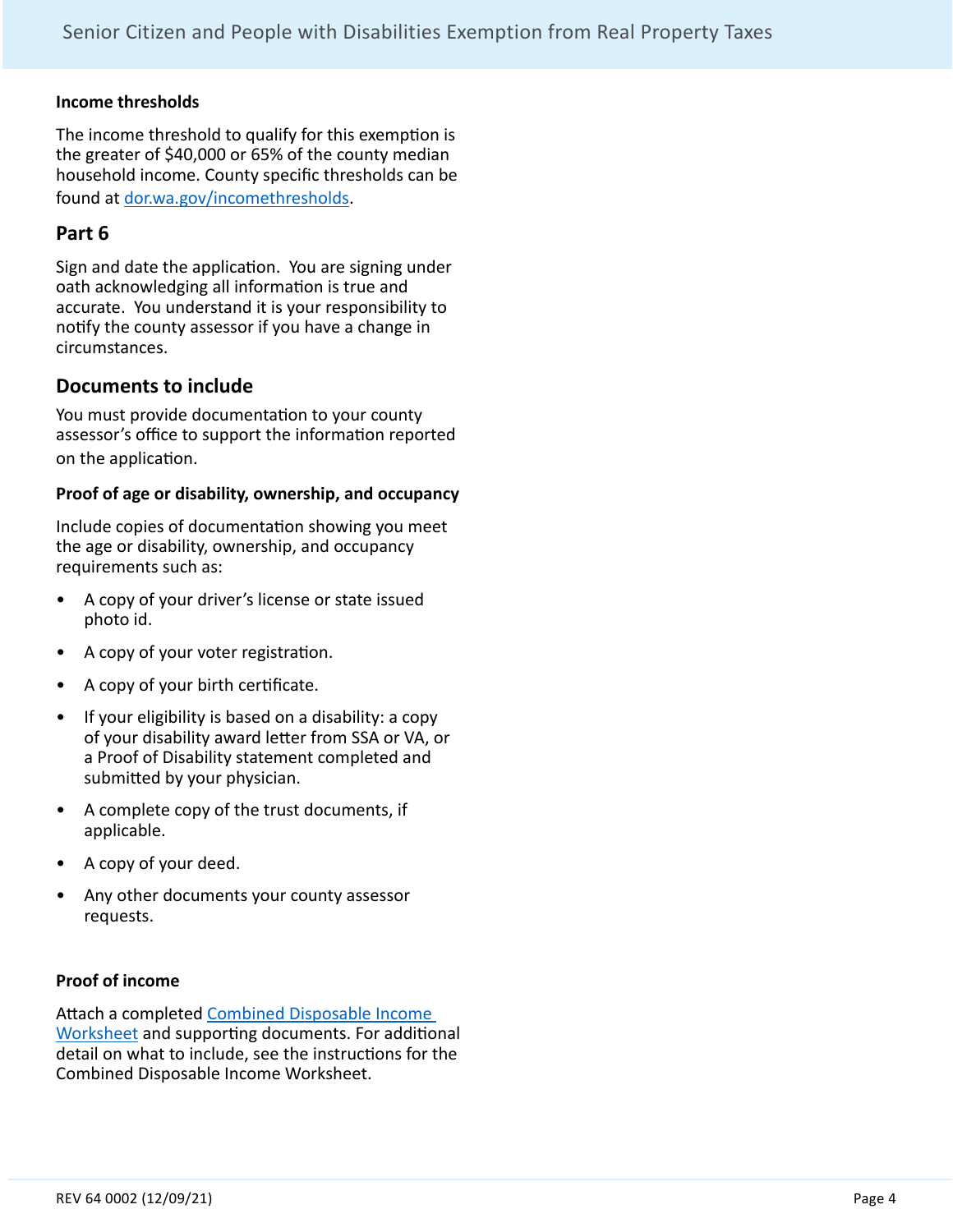#### Income thresholds

The income threshold to qualify for this exemption is the greater of $40,000 or 65% of the county median household income. County specific thresholds can be found at [dor.wa.gov/incomethresholds](dor.wa.gov/incomethresholds).

### Part 6

Sign and date the application. You are signing under oath acknowledging all information is true and accurate. You understand it is your responsibility to notify the county assessor if you have a change in circumstances.

### Documents to include

You must provide documentation to your county assessor's office to support the information reported on the application.

#### Proof of age or disability, ownership, and occupancy

Include copies of documentation showing you meet the age or disability, ownership, and occupancy requirements such as:

- A copy of your driver's license or state issued photo id.
- A copy of your voter registration.
- A copy of your birth certificate.
- If your eligibility is based on a disability: a copy of your disability award letter from SSA or VA, or a Proof of Disability statement completed and submitted by your physician.
- A complete copy of the trust documents, if applicable.
- A copy of your deed.
- Any other documents your county assessor requests.

#### Proof of income

Attach a completed Combined Disposable Income Worksheet and supporting documents. For additional detail on what to include, see the instructions for the Combined Disposable Income Worksheet.